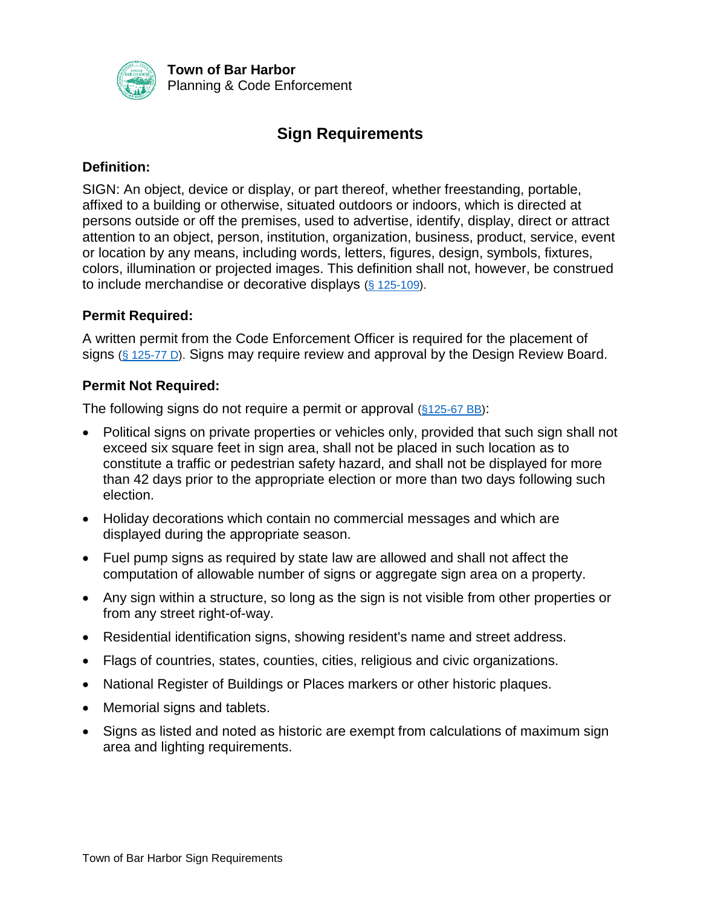**Town of Bar Harbor**
Planning & Code Enforcement

# Sign Requirements

## Definition:

SIGN: An object, device or display, or part thereof, whether freestanding, portable, affixed to a building or otherwise, situated outdoors or indoors, which is directed at persons outside or off the premises, used to advertise, identify, display, direct or attract attention to an object, person, institution, organization, business, product, service, event or location by any means, including words, letters, figures, design, symbols, fixtures, colors, illumination or projected images. This definition shall not, however, be construed to include merchandise or decorative displays (§ 125-109).

## Permit Required:

A written permit from the Code Enforcement Officer is required for the placement of signs (§ 125-77 D). Signs may require review and approval by the Design Review Board.

## Permit Not Required:

The following signs do not require a permit or approval (§125-67 BB):

- Political signs on private properties or vehicles only, provided that such sign shall not exceed six square feet in sign area, shall not be placed in such location as to constitute a traffic or pedestrian safety hazard, and shall not be displayed for more than 42 days prior to the appropriate election or more than two days following such election.
- Holiday decorations which contain no commercial messages and which are displayed during the appropriate season.
- Fuel pump signs as required by state law are allowed and shall not affect the computation of allowable number of signs or aggregate sign area on a property.
- Any sign within a structure, so long as the sign is not visible from other properties or from any street right-of-way.
- Residential identification signs, showing resident's name and street address.
- Flags of countries, states, counties, cities, religious and civic organizations.
- National Register of Buildings or Places markers or other historic plaques.
- Memorial signs and tablets.
- Signs as listed and noted as historic are exempt from calculations of maximum sign area and lighting requirements.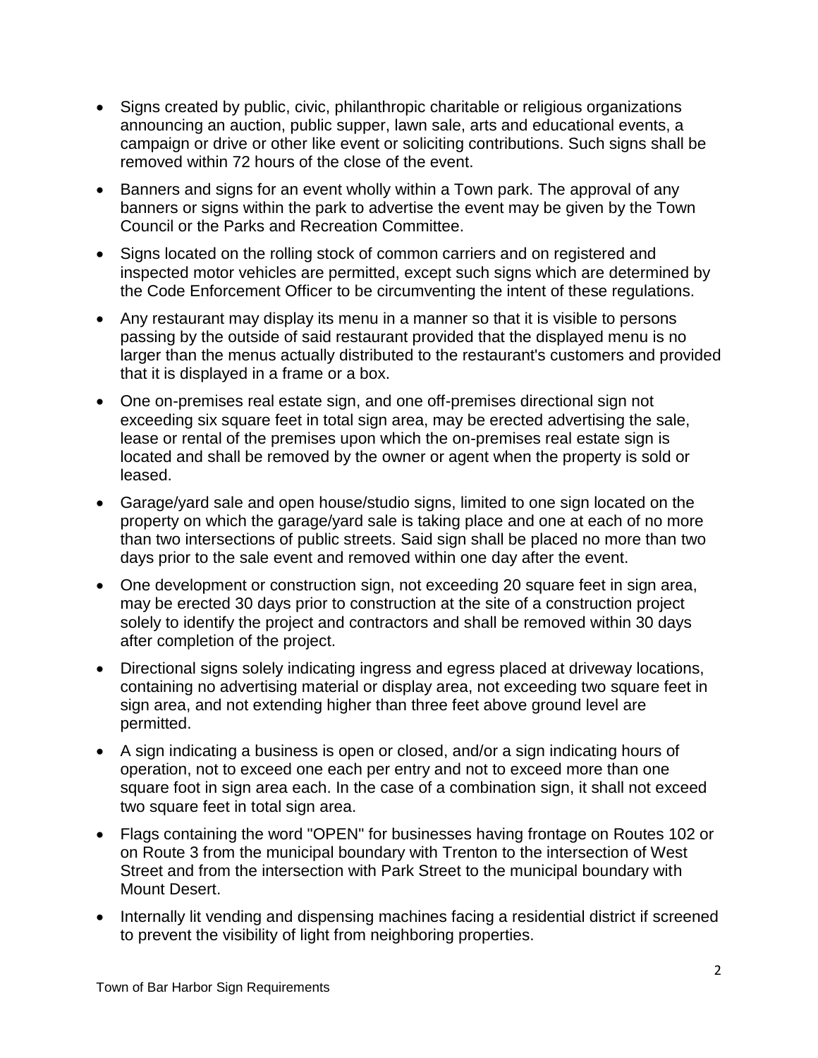- Signs created by public, civic, philanthropic charitable or religious organizations announcing an auction, public supper, lawn sale, arts and educational events, a campaign or drive or other like event or soliciting contributions. Such signs shall be removed within 72 hours of the close of the event.
- Banners and signs for an event wholly within a Town park. The approval of any banners or signs within the park to advertise the event may be given by the Town Council or the Parks and Recreation Committee.
- Signs located on the rolling stock of common carriers and on registered and inspected motor vehicles are permitted, except such signs which are determined by the Code Enforcement Officer to be circumventing the intent of these regulations.
- Any restaurant may display its menu in a manner so that it is visible to persons passing by the outside of said restaurant provided that the displayed menu is no larger than the menus actually distributed to the restaurant's customers and provided that it is displayed in a frame or a box.
- One on-premises real estate sign, and one off-premises directional sign not exceeding six square feet in total sign area, may be erected advertising the sale, lease or rental of the premises upon which the on-premises real estate sign is located and shall be removed by the owner or agent when the property is sold or leased.
- Garage/yard sale and open house/studio signs, limited to one sign located on the property on which the garage/yard sale is taking place and one at each of no more than two intersections of public streets. Said sign shall be placed no more than two days prior to the sale event and removed within one day after the event.
- One development or construction sign, not exceeding 20 square feet in sign area, may be erected 30 days prior to construction at the site of a construction project solely to identify the project and contractors and shall be removed within 30 days after completion of the project.
- Directional signs solely indicating ingress and egress placed at driveway locations, containing no advertising material or display area, not exceeding two square feet in sign area, and not extending higher than three feet above ground level are permitted.
- A sign indicating a business is open or closed, and/or a sign indicating hours of operation, not to exceed one each per entry and not to exceed more than one square foot in sign area each. In the case of a combination sign, it shall not exceed two square feet in total sign area.
- Flags containing the word "OPEN" for businesses having frontage on Routes 102 or on Route 3 from the municipal boundary with Trenton to the intersection of West Street and from the intersection with Park Street to the municipal boundary with Mount Desert.
- Internally lit vending and dispensing machines facing a residential district if screened to prevent the visibility of light from neighboring properties.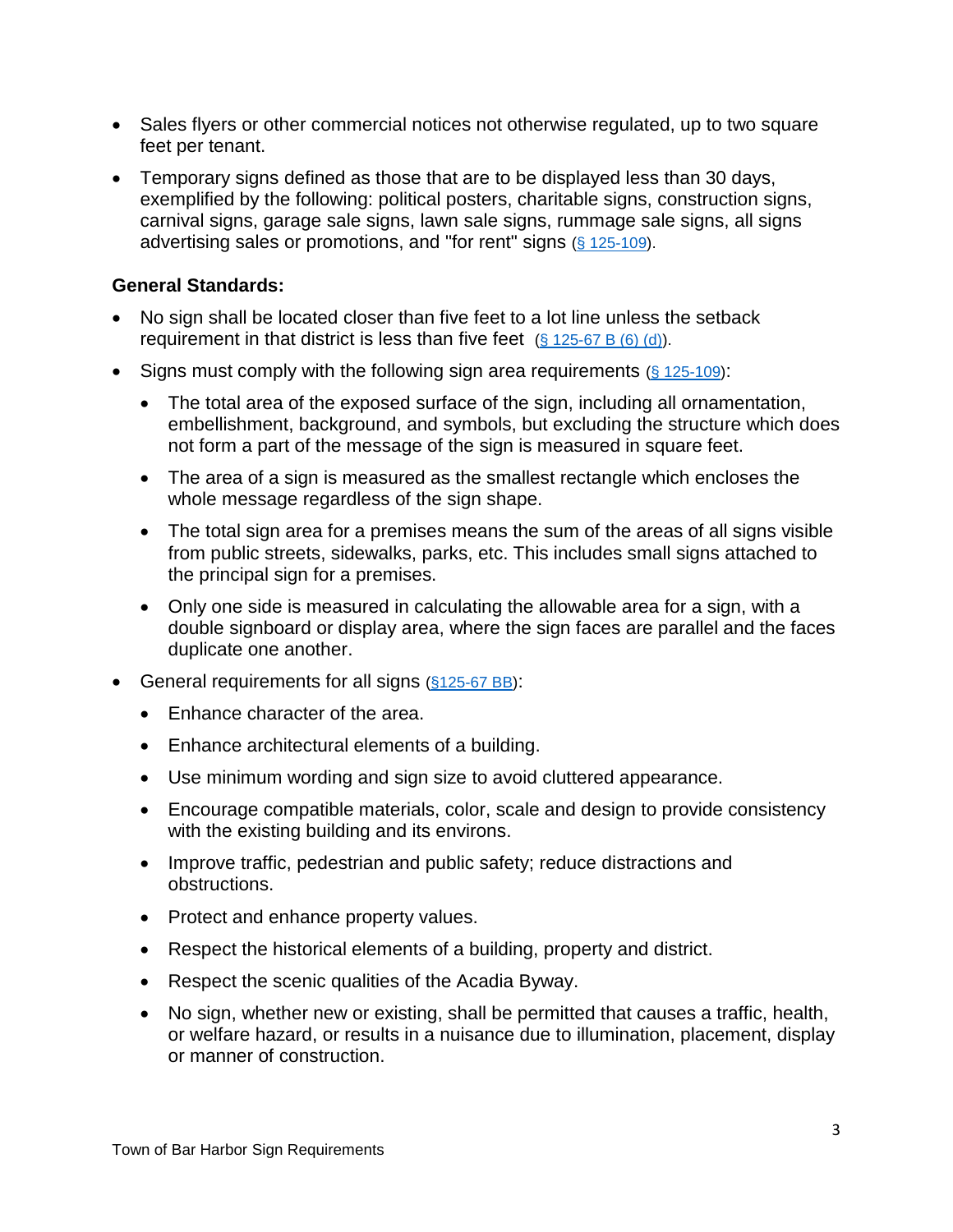- Sales flyers or other commercial notices not otherwise regulated, up to two square feet per tenant.
- Temporary signs defined as those that are to be displayed less than 30 days, exemplified by the following: political posters, charitable signs, construction signs, carnival signs, garage sale signs, lawn sale signs, rummage sale signs, all signs advertising sales or promotions, and "for rent" signs (§ 125-109).

**General Standards:**

- No sign shall be located closer than five feet to a lot line unless the setback requirement in that district is less than five feet (§ 125-67 B (6) (d)).
- Signs must comply with the following sign area requirements (§ 125-109):
  - The total area of the exposed surface of the sign, including all ornamentation, embellishment, background, and symbols, but excluding the structure which does not form a part of the message of the sign is measured in square feet.
  - The area of a sign is measured as the smallest rectangle which encloses the whole message regardless of the sign shape.
  - The total sign area for a premises means the sum of the areas of all signs visible from public streets, sidewalks, parks, etc. This includes small signs attached to the principal sign for a premises.
  - Only one side is measured in calculating the allowable area for a sign, with a double signboard or display area, where the sign faces are parallel and the faces duplicate one another.
- General requirements for all signs (§125-67 BB):
  - Enhance character of the area.
  - Enhance architectural elements of a building.
  - Use minimum wording and sign size to avoid cluttered appearance.
  - Encourage compatible materials, color, scale and design to provide consistency with the existing building and its environs.
  - Improve traffic, pedestrian and public safety; reduce distractions and obstructions.
  - Protect and enhance property values.
  - Respect the historical elements of a building, property and district.
  - Respect the scenic qualities of the Acadia Byway.
  - No sign, whether new or existing, shall be permitted that causes a traffic, health, or welfare hazard, or results in a nuisance due to illumination, placement, display or manner of construction.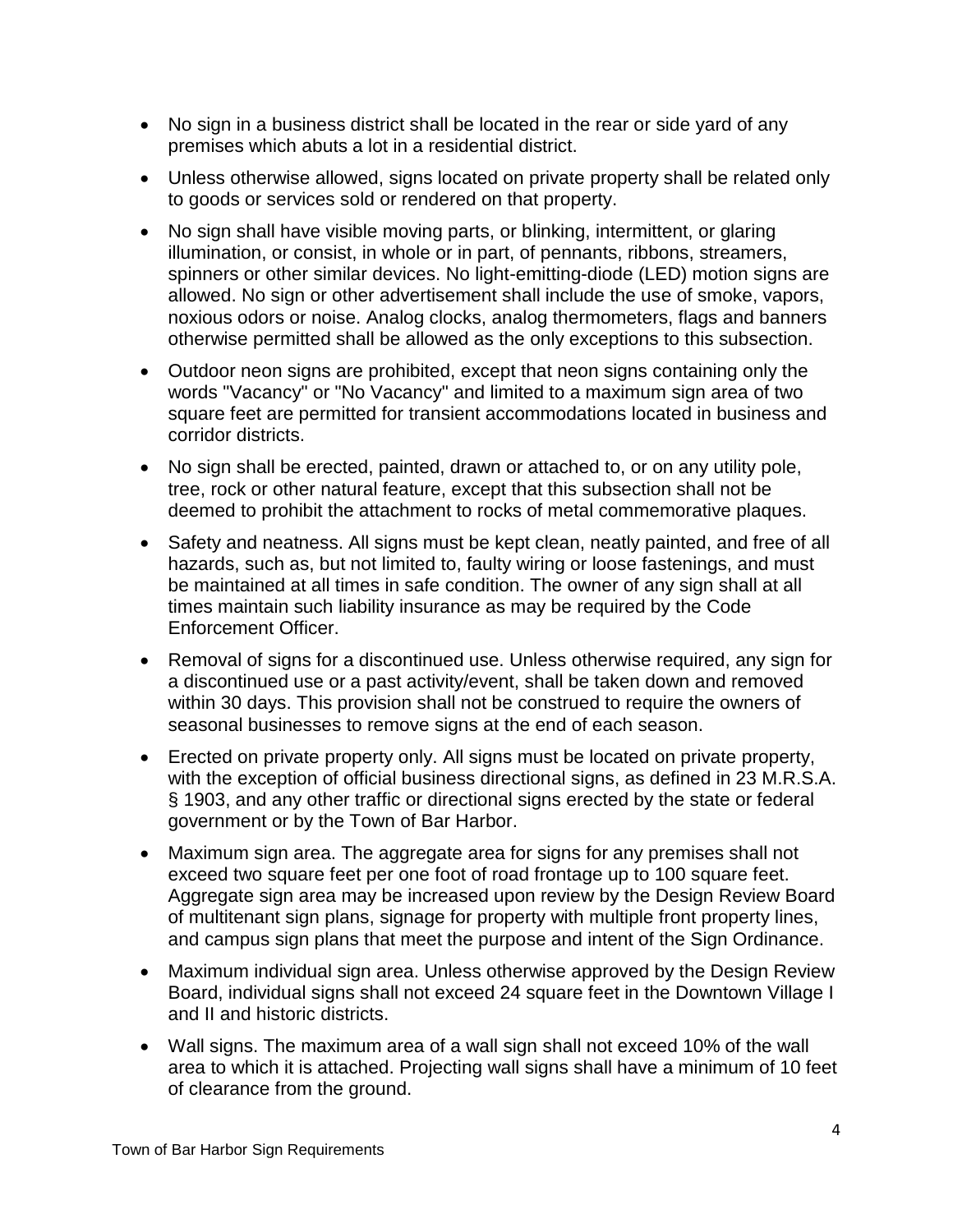- No sign in a business district shall be located in the rear or side yard of any premises which abuts a lot in a residential district.
- Unless otherwise allowed, signs located on private property shall be related only to goods or services sold or rendered on that property.
- No sign shall have visible moving parts, or blinking, intermittent, or glaring illumination, or consist, in whole or in part, of pennants, ribbons, streamers, spinners or other similar devices. No light-emitting-diode (LED) motion signs are allowed. No sign or other advertisement shall include the use of smoke, vapors, noxious odors or noise. Analog clocks, analog thermometers, flags and banners otherwise permitted shall be allowed as the only exceptions to this subsection.
- Outdoor neon signs are prohibited, except that neon signs containing only the words "Vacancy" or "No Vacancy" and limited to a maximum sign area of two square feet are permitted for transient accommodations located in business and corridor districts.
- No sign shall be erected, painted, drawn or attached to, or on any utility pole, tree, rock or other natural feature, except that this subsection shall not be deemed to prohibit the attachment to rocks of metal commemorative plaques.
- Safety and neatness. All signs must be kept clean, neatly painted, and free of all hazards, such as, but not limited to, faulty wiring or loose fastenings, and must be maintained at all times in safe condition. The owner of any sign shall at all times maintain such liability insurance as may be required by the Code Enforcement Officer.
- Removal of signs for a discontinued use. Unless otherwise required, any sign for a discontinued use or a past activity/event, shall be taken down and removed within 30 days. This provision shall not be construed to require the owners of seasonal businesses to remove signs at the end of each season.
- Erected on private property only. All signs must be located on private property, with the exception of official business directional signs, as defined in 23 M.R.S.A. § 1903, and any other traffic or directional signs erected by the state or federal government or by the Town of Bar Harbor.
- Maximum sign area. The aggregate area for signs for any premises shall not exceed two square feet per one foot of road frontage up to 100 square feet. Aggregate sign area may be increased upon review by the Design Review Board of multitenant sign plans, signage for property with multiple front property lines, and campus sign plans that meet the purpose and intent of the Sign Ordinance.
- Maximum individual sign area. Unless otherwise approved by the Design Review Board, individual signs shall not exceed 24 square feet in the Downtown Village I and II and historic districts.
- Wall signs. The maximum area of a wall sign shall not exceed 10% of the wall area to which it is attached. Projecting wall signs shall have a minimum of 10 feet of clearance from the ground.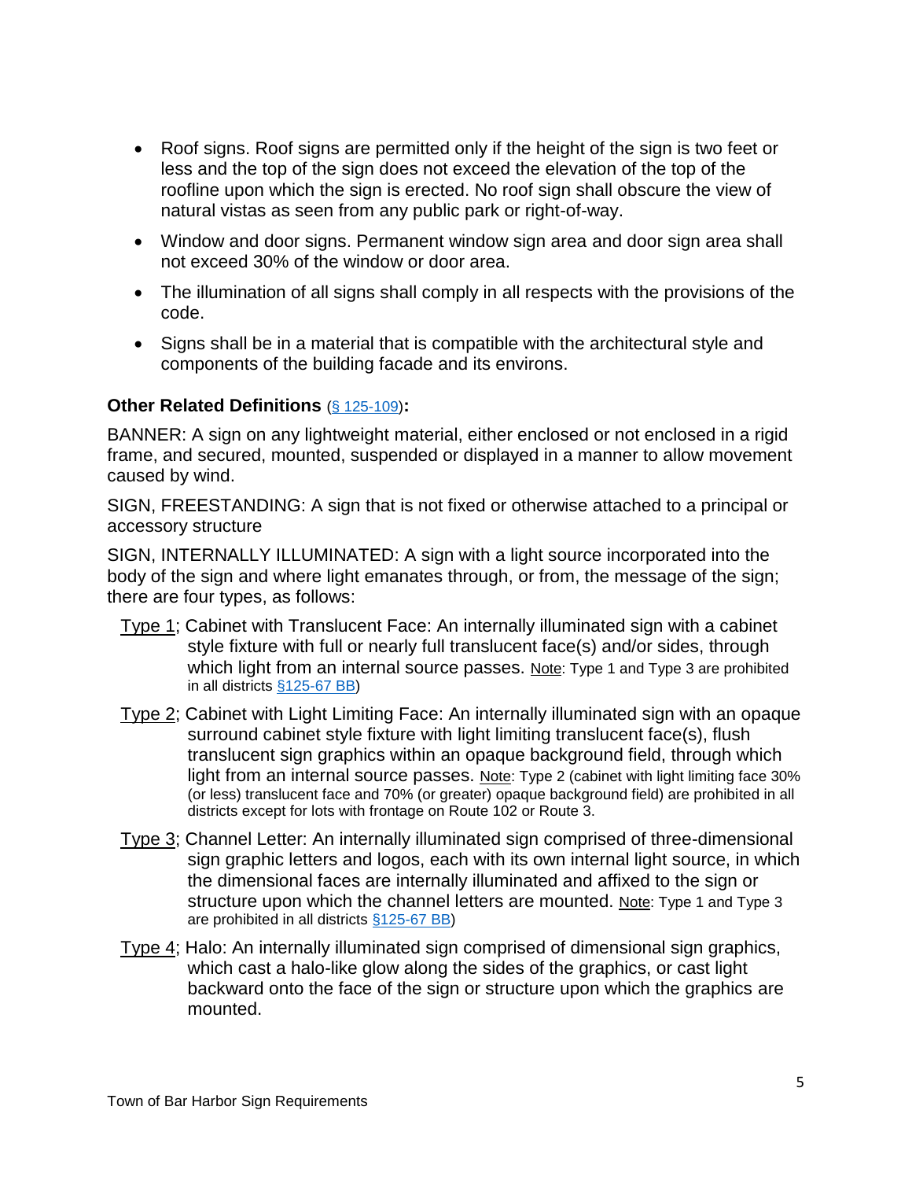- Roof signs. Roof signs are permitted only if the height of the sign is two feet or less and the top of the sign does not exceed the elevation of the top of the roofline upon which the sign is erected. No roof sign shall obscure the view of natural vistas as seen from any public park or right-of-way.
- Window and door signs. Permanent window sign area and door sign area shall not exceed 30% of the window or door area.
- The illumination of all signs shall comply in all respects with the provisions of the code.
- Signs shall be in a material that is compatible with the architectural style and components of the building facade and its environs.

**Other Related Definitions** (§ 125-109)**:**

BANNER: A sign on any lightweight material, either enclosed or not enclosed in a rigid frame, and secured, mounted, suspended or displayed in a manner to allow movement caused by wind.

SIGN, FREESTANDING: A sign that is not fixed or otherwise attached to a principal or accessory structure

SIGN, INTERNALLY ILLUMINATED: A sign with a light source incorporated into the body of the sign and where light emanates through, or from, the message of the sign; there are four types, as follows:

Type 1; Cabinet with Translucent Face: An internally illuminated sign with a cabinet style fixture with full or nearly full translucent face(s) and/or sides, through which light from an internal source passes. Note: Type 1 and Type 3 are prohibited in all districts §125-67 BB)

Type 2; Cabinet with Light Limiting Face: An internally illuminated sign with an opaque surround cabinet style fixture with light limiting translucent face(s), flush translucent sign graphics within an opaque background field, through which light from an internal source passes. Note: Type 2 (cabinet with light limiting face 30% (or less) translucent face and 70% (or greater) opaque background field) are prohibited in all districts except for lots with frontage on Route 102 or Route 3.

Type 3; Channel Letter: An internally illuminated sign comprised of three-dimensional sign graphic letters and logos, each with its own internal light source, in which the dimensional faces are internally illuminated and affixed to the sign or structure upon which the channel letters are mounted. Note: Type 1 and Type 3 are prohibited in all districts §125-67 BB)

Type 4; Halo: An internally illuminated sign comprised of dimensional sign graphics, which cast a halo-like glow along the sides of the graphics, or cast light backward onto the face of the sign or structure upon which the graphics are mounted.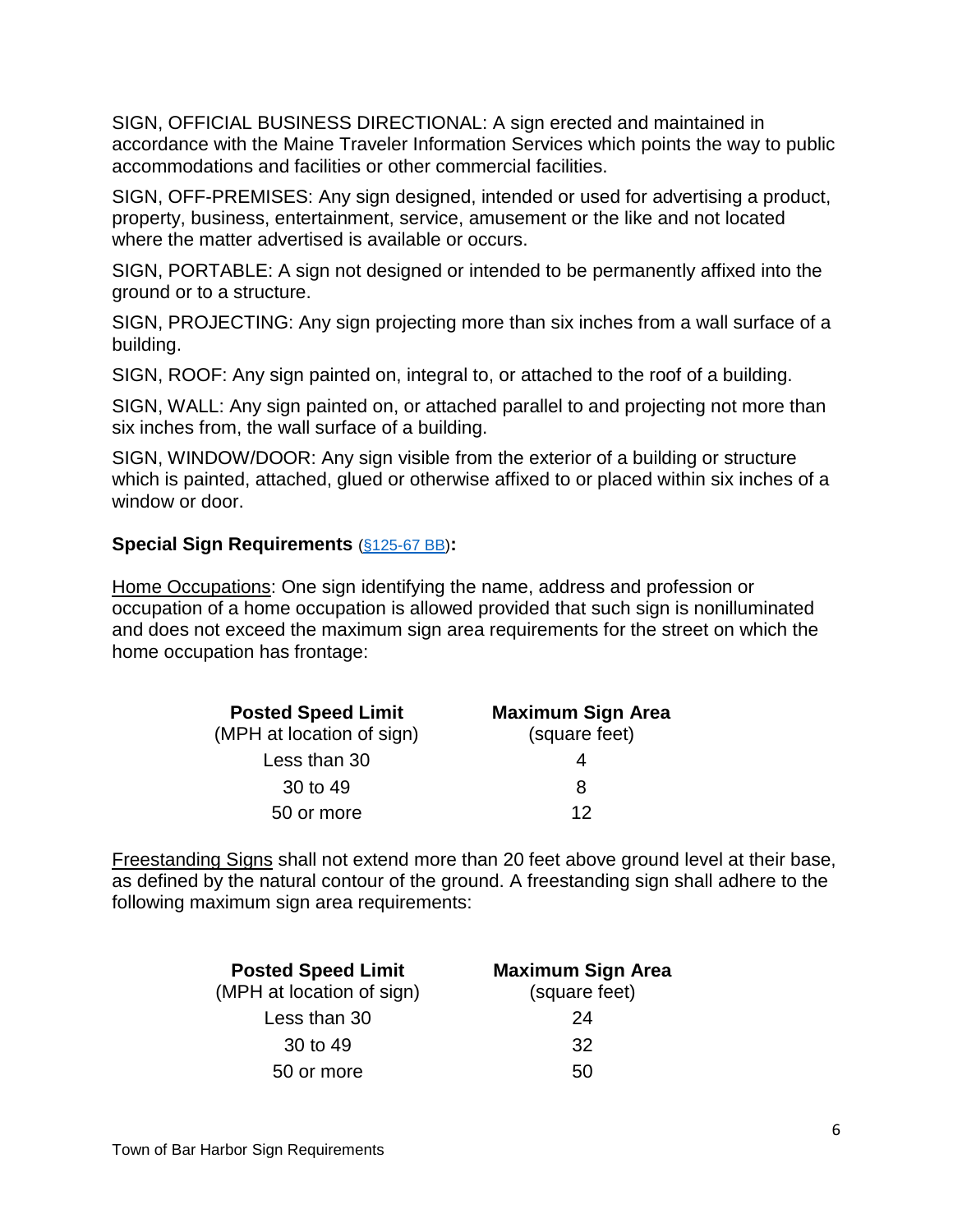SIGN, OFFICIAL BUSINESS DIRECTIONAL: A sign erected and maintained in accordance with the Maine Traveler Information Services which points the way to public accommodations and facilities or other commercial facilities.

SIGN, OFF-PREMISES: Any sign designed, intended or used for advertising a product, property, business, entertainment, service, amusement or the like and not located where the matter advertised is available or occurs.

SIGN, PORTABLE: A sign not designed or intended to be permanently affixed into the ground or to a structure.

SIGN, PROJECTING: Any sign projecting more than six inches from a wall surface of a building.

SIGN, ROOF: Any sign painted on, integral to, or attached to the roof of a building.

SIGN, WALL: Any sign painted on, or attached parallel to and projecting not more than six inches from, the wall surface of a building.

SIGN, WINDOW/DOOR: Any sign visible from the exterior of a building or structure which is painted, attached, glued or otherwise affixed to or placed within six inches of a window or door.

**Special Sign Requirements** (§125-67 BB)**:**

Home Occupations: One sign identifying the name, address and profession or occupation of a home occupation is allowed provided that such sign is nonilluminated and does not exceed the maximum sign area requirements for the street on which the home occupation has frontage:

| **Posted Speed Limit** (MPH at location of sign) | **Maximum Sign Area** (square feet) |
|---|---|
| Less than 30 | 4 |
| 30 to 49 | 8 |
| 50 or more | 12 |

Freestanding Signs shall not extend more than 20 feet above ground level at their base, as defined by the natural contour of the ground. A freestanding sign shall adhere to the following maximum sign area requirements:

| **Posted Speed Limit** (MPH at location of sign) | **Maximum Sign Area** (square feet) |
|---|---|
| Less than 30 | 24 |
| 30 to 49 | 32 |
| 50 or more | 50 |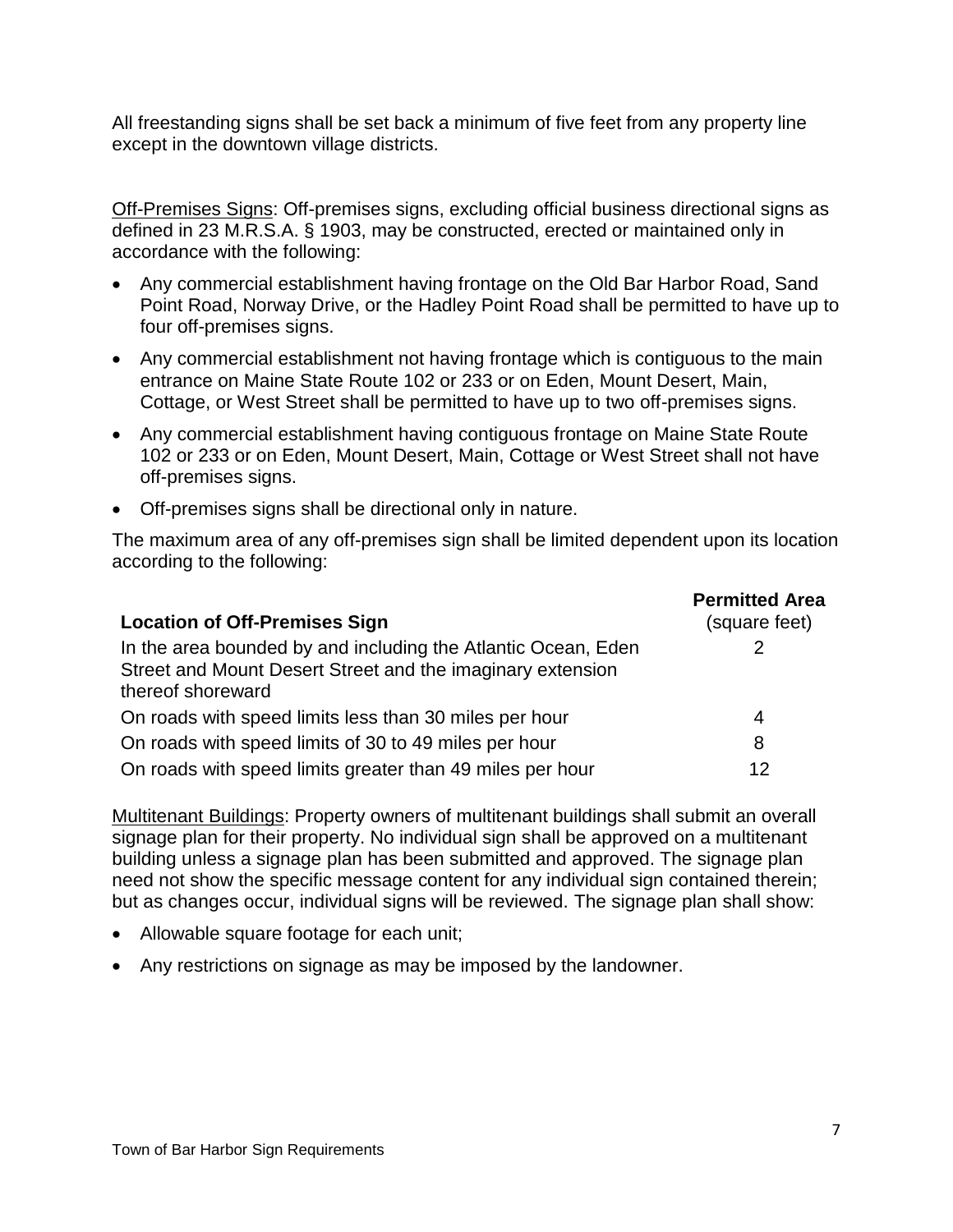All freestanding signs shall be set back a minimum of five feet from any property line except in the downtown village districts.

Off-Premises Signs: Off-premises signs, excluding official business directional signs as defined in 23 M.R.S.A. § 1903, may be constructed, erected or maintained only in accordance with the following:

- Any commercial establishment having frontage on the Old Bar Harbor Road, Sand Point Road, Norway Drive, or the Hadley Point Road shall be permitted to have up to four off-premises signs.
- Any commercial establishment not having frontage which is contiguous to the main entrance on Maine State Route 102 or 233 or on Eden, Mount Desert, Main, Cottage, or West Street shall be permitted to have up to two off-premises signs.
- Any commercial establishment having contiguous frontage on Maine State Route 102 or 233 or on Eden, Mount Desert, Main, Cottage or West Street shall not have off-premises signs.
- Off-premises signs shall be directional only in nature.

The maximum area of any off-premises sign shall be limited dependent upon its location according to the following:

| **Location of Off-Premises Sign** | **Permitted Area** (square feet) |
|---|---|
| In the area bounded by and including the Atlantic Ocean, Eden Street and Mount Desert Street and the imaginary extension thereof shoreward | 2 |
| On roads with speed limits less than 30 miles per hour | 4 |
| On roads with speed limits of 30 to 49 miles per hour | 8 |
| On roads with speed limits greater than 49 miles per hour | 12 |

Multitenant Buildings: Property owners of multitenant buildings shall submit an overall signage plan for their property. No individual sign shall be approved on a multitenant building unless a signage plan has been submitted and approved. The signage plan need not show the specific message content for any individual sign contained therein; but as changes occur, individual signs will be reviewed. The signage plan shall show:

- Allowable square footage for each unit;
- Any restrictions on signage as may be imposed by the landowner.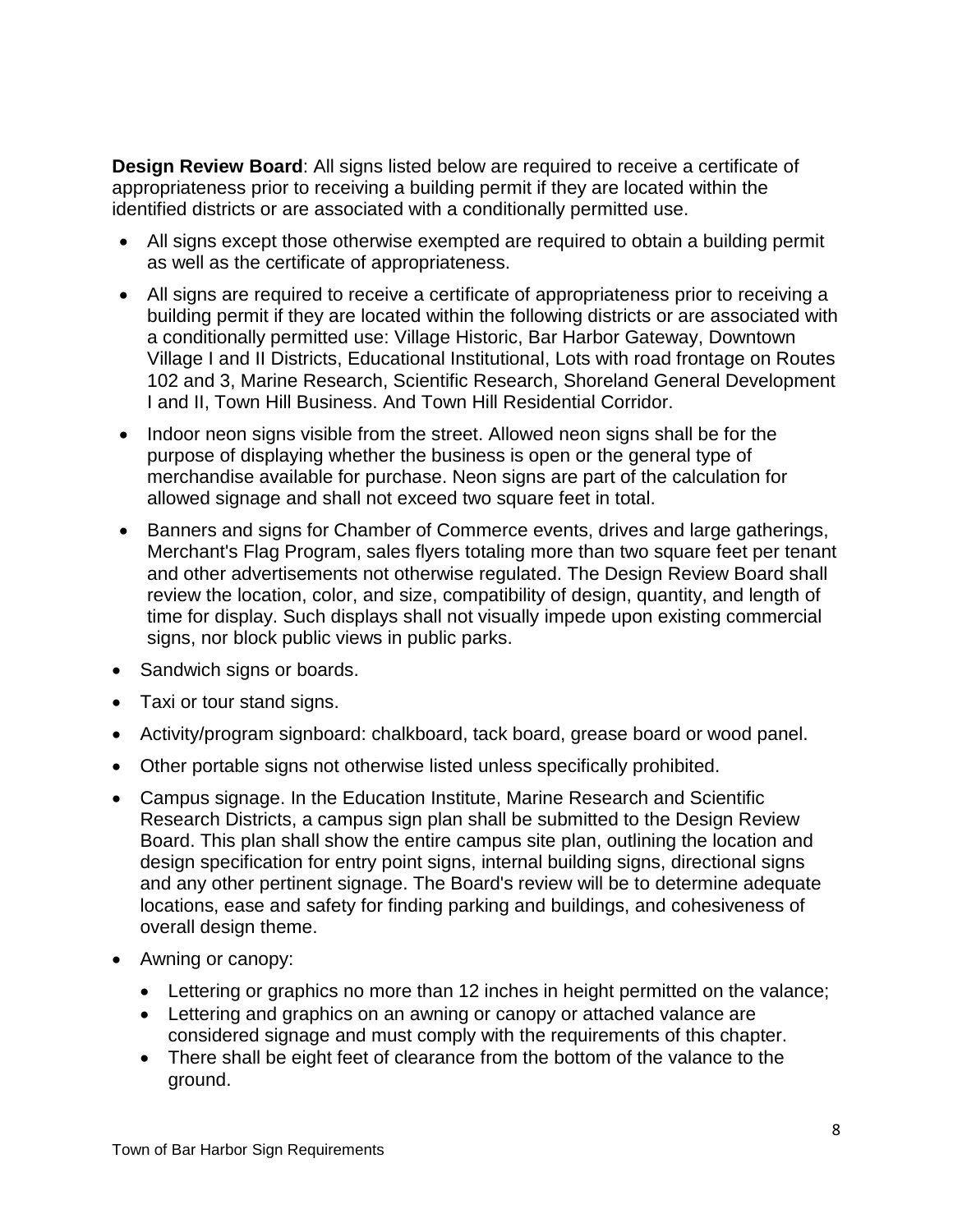**Design Review Board**: All signs listed below are required to receive a certificate of appropriateness prior to receiving a building permit if they are located within the identified districts or are associated with a conditionally permitted use.

- All signs except those otherwise exempted are required to obtain a building permit as well as the certificate of appropriateness.
- All signs are required to receive a certificate of appropriateness prior to receiving a building permit if they are located within the following districts or are associated with a conditionally permitted use: Village Historic, Bar Harbor Gateway, Downtown Village I and II Districts, Educational Institutional, Lots with road frontage on Routes 102 and 3, Marine Research, Scientific Research, Shoreland General Development I and II, Town Hill Business. And Town Hill Residential Corridor.
- Indoor neon signs visible from the street. Allowed neon signs shall be for the purpose of displaying whether the business is open or the general type of merchandise available for purchase. Neon signs are part of the calculation for allowed signage and shall not exceed two square feet in total.
- Banners and signs for Chamber of Commerce events, drives and large gatherings, Merchant's Flag Program, sales flyers totaling more than two square feet per tenant and other advertisements not otherwise regulated. The Design Review Board shall review the location, color, and size, compatibility of design, quantity, and length of time for display. Such displays shall not visually impede upon existing commercial signs, nor block public views in public parks.
- Sandwich signs or boards.
- Taxi or tour stand signs.
- Activity/program signboard: chalkboard, tack board, grease board or wood panel.
- Other portable signs not otherwise listed unless specifically prohibited.
- Campus signage. In the Education Institute, Marine Research and Scientific Research Districts, a campus sign plan shall be submitted to the Design Review Board. This plan shall show the entire campus site plan, outlining the location and design specification for entry point signs, internal building signs, directional signs and any other pertinent signage. The Board's review will be to determine adequate locations, ease and safety for finding parking and buildings, and cohesiveness of overall design theme.
- Awning or canopy:
  - Lettering or graphics no more than 12 inches in height permitted on the valance;
  - Lettering and graphics on an awning or canopy or attached valance are considered signage and must comply with the requirements of this chapter.
  - There shall be eight feet of clearance from the bottom of the valance to the ground.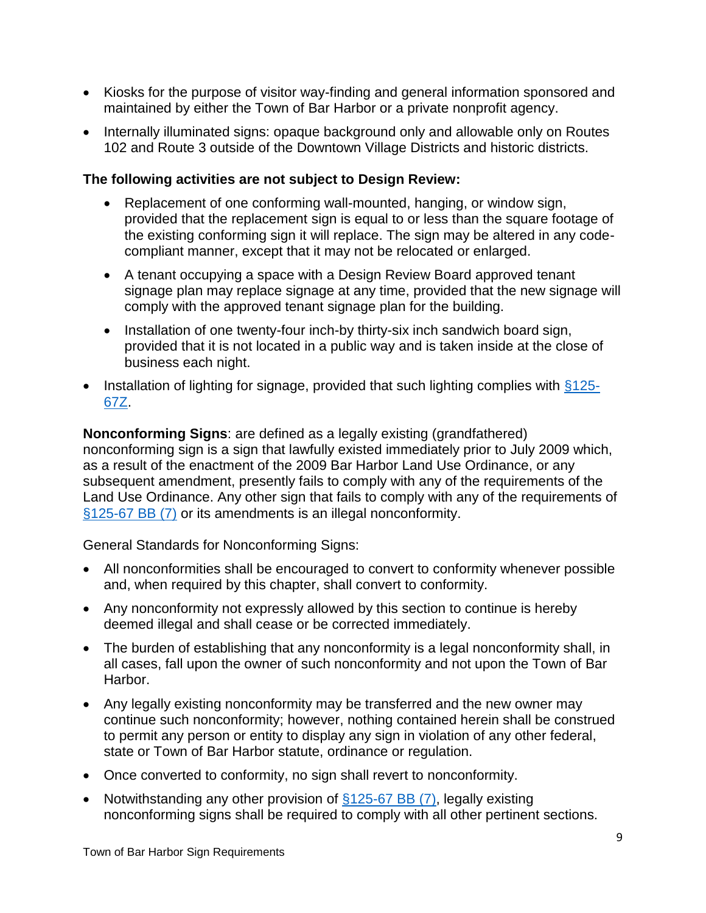- Kiosks for the purpose of visitor way-finding and general information sponsored and maintained by either the Town of Bar Harbor or a private nonprofit agency.
- Internally illuminated signs: opaque background only and allowable only on Routes 102 and Route 3 outside of the Downtown Village Districts and historic districts.

**The following activities are not subject to Design Review:**

- Replacement of one conforming wall-mounted, hanging, or window sign, provided that the replacement sign is equal to or less than the square footage of the existing conforming sign it will replace. The sign may be altered in any code-compliant manner, except that it may not be relocated or enlarged.
- A tenant occupying a space with a Design Review Board approved tenant signage plan may replace signage at any time, provided that the new signage will comply with the approved tenant signage plan for the building.
- Installation of one twenty-four inch-by thirty-six inch sandwich board sign, provided that it is not located in a public way and is taken inside at the close of business each night.
- Installation of lighting for signage, provided that such lighting complies with §125-67Z.

**Nonconforming Signs**: are defined as a legally existing (grandfathered) nonconforming sign is a sign that lawfully existed immediately prior to July 2009 which, as a result of the enactment of the 2009 Bar Harbor Land Use Ordinance, or any subsequent amendment, presently fails to comply with any of the requirements of the Land Use Ordinance. Any other sign that fails to comply with any of the requirements of §125-67 BB (7) or its amendments is an illegal nonconformity.

General Standards for Nonconforming Signs:

- All nonconformities shall be encouraged to convert to conformity whenever possible and, when required by this chapter, shall convert to conformity.
- Any nonconformity not expressly allowed by this section to continue is hereby deemed illegal and shall cease or be corrected immediately.
- The burden of establishing that any nonconformity is a legal nonconformity shall, in all cases, fall upon the owner of such nonconformity and not upon the Town of Bar Harbor.
- Any legally existing nonconformity may be transferred and the new owner may continue such nonconformity; however, nothing contained herein shall be construed to permit any person or entity to display any sign in violation of any other federal, state or Town of Bar Harbor statute, ordinance or regulation.
- Once converted to conformity, no sign shall revert to nonconformity.
- Notwithstanding any other provision of §125-67 BB (7), legally existing nonconforming signs shall be required to comply with all other pertinent sections.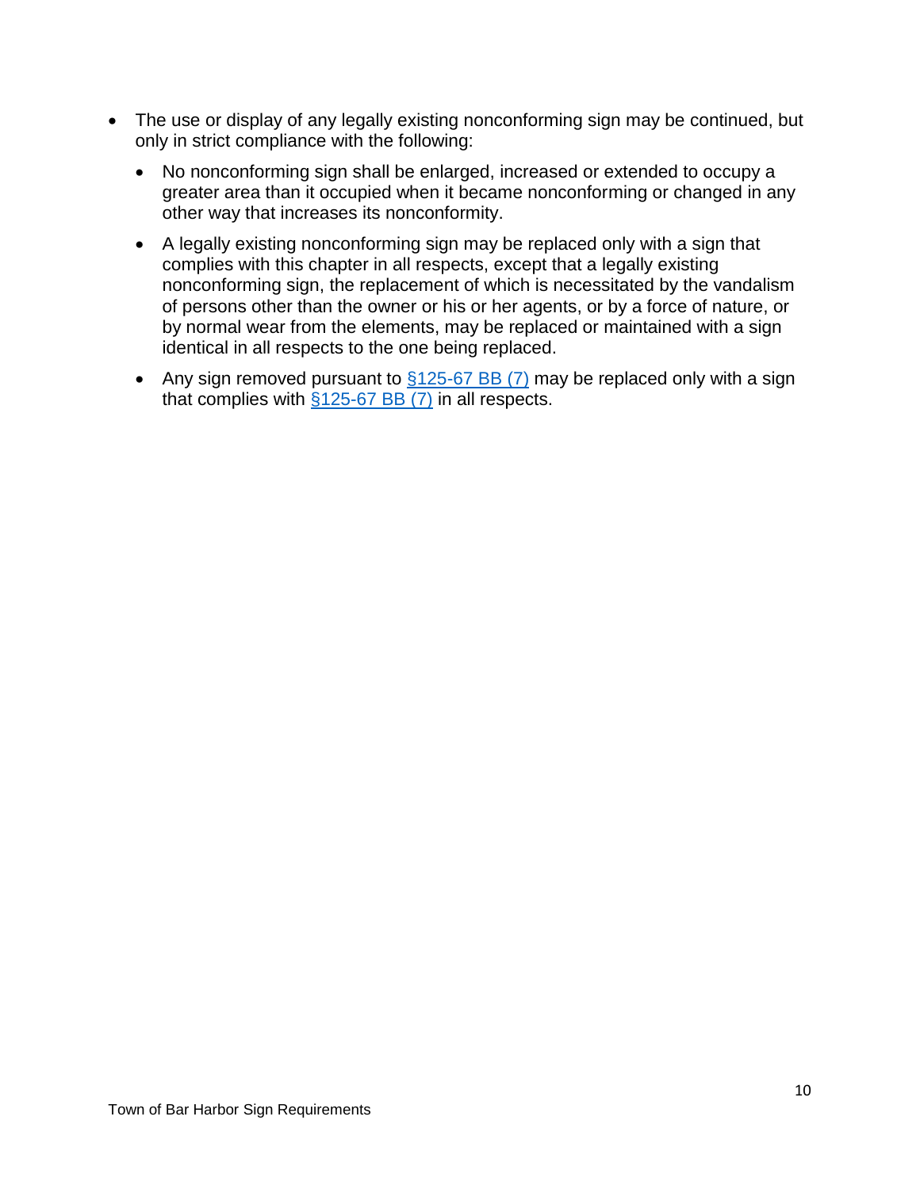- The use or display of any legally existing nonconforming sign may be continued, but only in strict compliance with the following:
  - No nonconforming sign shall be enlarged, increased or extended to occupy a greater area than it occupied when it became nonconforming or changed in any other way that increases its nonconformity.
  - A legally existing nonconforming sign may be replaced only with a sign that complies with this chapter in all respects, except that a legally existing nonconforming sign, the replacement of which is necessitated by the vandalism of persons other than the owner or his or her agents, or by a force of nature, or by normal wear from the elements, may be replaced or maintained with a sign identical in all respects to the one being replaced.
  - Any sign removed pursuant to §125-67 BB (7) may be replaced only with a sign that complies with §125-67 BB (7) in all respects.